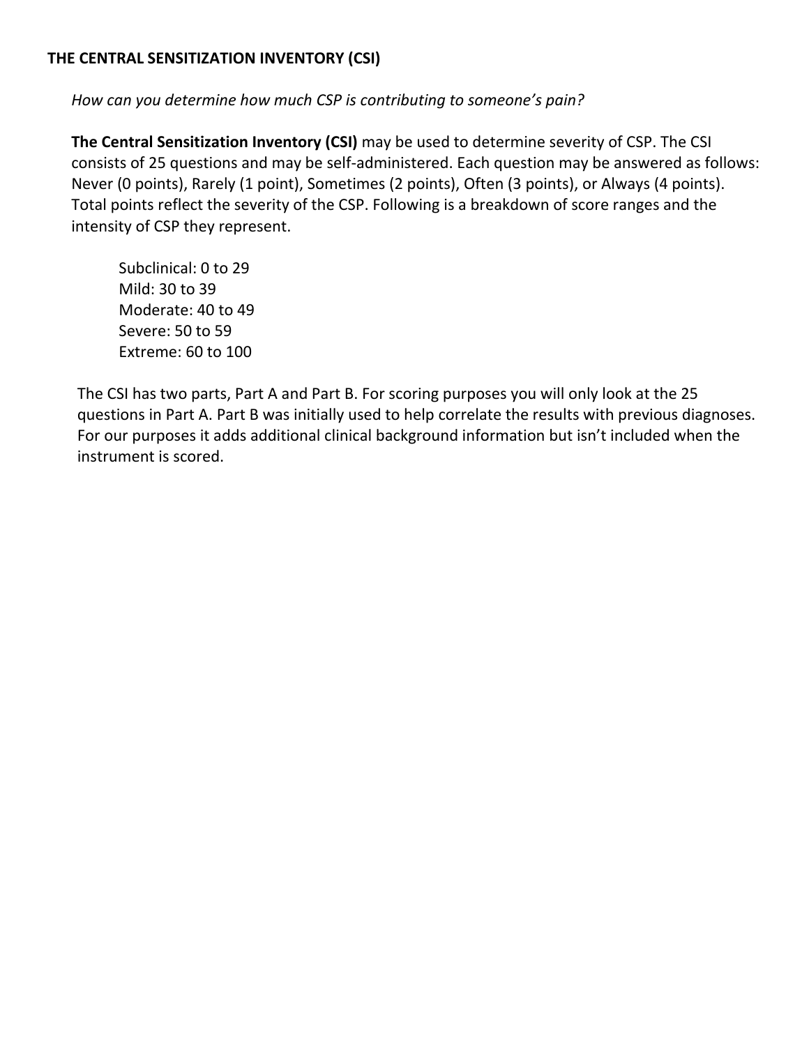**THE CENTRAL SENSITIZATION INVENTORY (CSI)**

*How can you determine how much CSP is contributing to someone's pain?*

**The Central Sensitization Inventory (CSI)** may be used to determine severity of CSP. The CSI consists of 25 questions and may be self-administered. Each question may be answered as follows: Never (0 points), Rarely (1 point), Sometimes (2 points), Often (3 points), or Always (4 points). Total points reflect the severity of the CSP. Following is a breakdown of score ranges and the intensity of CSP they represent.

Subclinical: 0 to 29
Mild: 30 to 39
Moderate: 40 to 49
Severe: 50 to 59
Extreme: 60 to 100

The CSI has two parts, Part A and Part B. For scoring purposes you will only look at the 25 questions in Part A. Part B was initially used to help correlate the results with previous diagnoses. For our purposes it adds additional clinical background information but isn't included when the instrument is scored.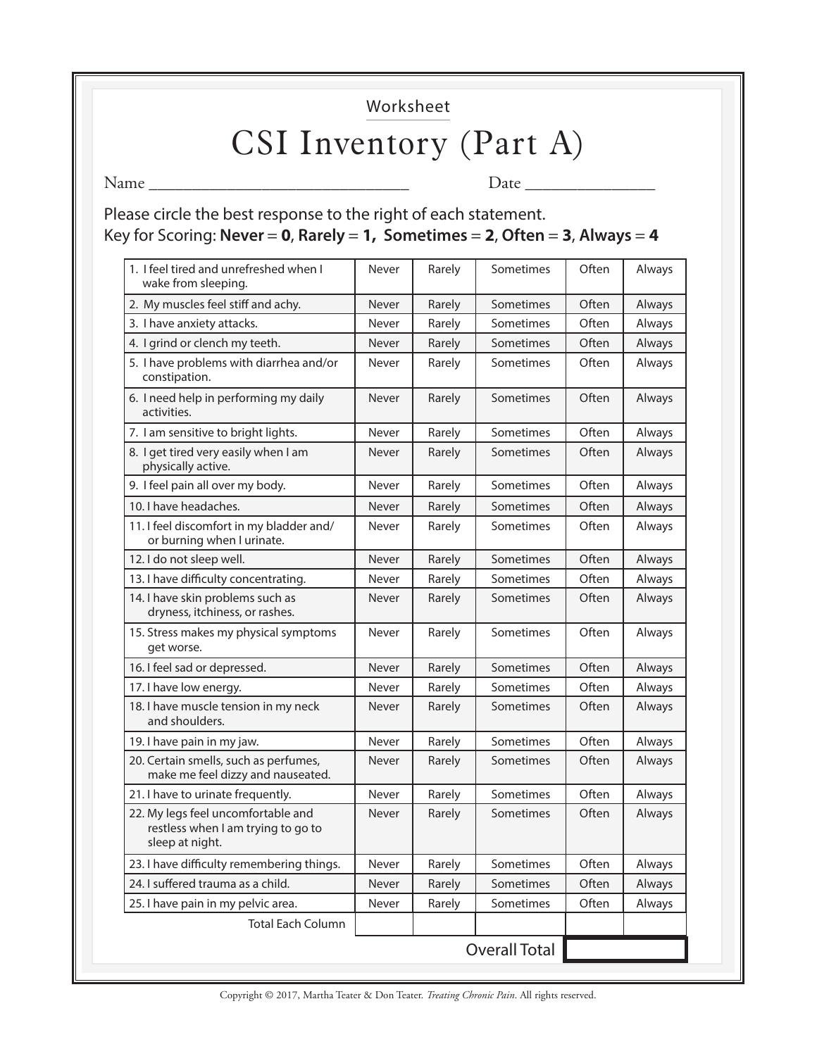Worksheet

# CSI Inventory (Part A)

Name ______________________________ Date ______________

Please circle the best response to the right of each statement.
Key for Scoring: **Never** = **0**, **Rarely** = **1**, **Sometimes** = **2**, **Often** = **3**, **Always** = **4**

| | | | | | |
|---|---|---|---|---|---|
| 1. I feel tired and unrefreshed when I wake from sleeping. | Never | Rarely | Sometimes | Often | Always |
| 2. My muscles feel stiff and achy. | Never | Rarely | Sometimes | Often | Always |
| 3. I have anxiety attacks. | Never | Rarely | Sometimes | Often | Always |
| 4. I grind or clench my teeth. | Never | Rarely | Sometimes | Often | Always |
| 5. I have problems with diarrhea and/or constipation. | Never | Rarely | Sometimes | Often | Always |
| 6. I need help in performing my daily activities. | Never | Rarely | Sometimes | Often | Always |
| 7. I am sensitive to bright lights. | Never | Rarely | Sometimes | Often | Always |
| 8. I get tired very easily when I am physically active. | Never | Rarely | Sometimes | Often | Always |
| 9. I feel pain all over my body. | Never | Rarely | Sometimes | Often | Always |
| 10. I have headaches. | Never | Rarely | Sometimes | Often | Always |
| 11. I feel discomfort in my bladder and/or burning when I urinate. | Never | Rarely | Sometimes | Often | Always |
| 12. I do not sleep well. | Never | Rarely | Sometimes | Often | Always |
| 13. I have difficulty concentrating. | Never | Rarely | Sometimes | Often | Always |
| 14. I have skin problems such as dryness, itchiness, or rashes. | Never | Rarely | Sometimes | Often | Always |
| 15. Stress makes my physical symptoms get worse. | Never | Rarely | Sometimes | Often | Always |
| 16. I feel sad or depressed. | Never | Rarely | Sometimes | Often | Always |
| 17. I have low energy. | Never | Rarely | Sometimes | Often | Always |
| 18. I have muscle tension in my neck and shoulders. | Never | Rarely | Sometimes | Often | Always |
| 19. I have pain in my jaw. | Never | Rarely | Sometimes | Often | Always |
| 20. Certain smells, such as perfumes, make me feel dizzy and nauseated. | Never | Rarely | Sometimes | Often | Always |
| 21. I have to urinate frequently. | Never | Rarely | Sometimes | Often | Always |
| 22. My legs feel uncomfortable and restless when I am trying to go to sleep at night. | Never | Rarely | Sometimes | Often | Always |
| 23. I have difficulty remembering things. | Never | Rarely | Sometimes | Often | Always |
| 24. I suffered trauma as a child. | Never | Rarely | Sometimes | Often | Always |
| 25. I have pain in my pelvic area. | Never | Rarely | Sometimes | Often | Always |
| Total Each Column | | | | | |

Overall Total ______

Copyright © 2017, Martha Teater & Don Teater. *Treating Chronic Pain*. All rights reserved.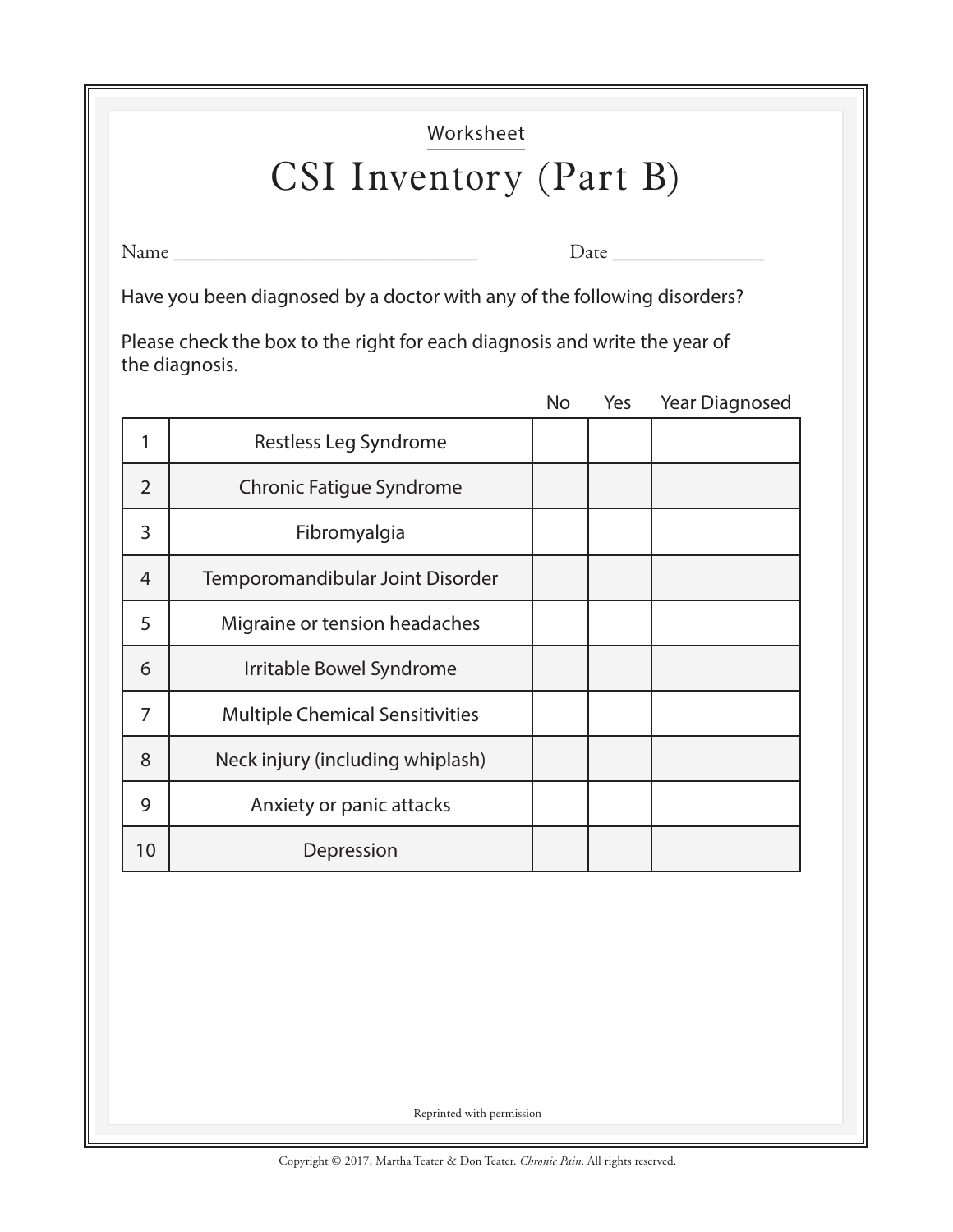Worksheet

# CSI Inventory (Part B)

Name ______________________________ Date _______________

Have you been diagnosed by a doctor with any of the following disorders?

Please check the box to the right for each diagnosis and write the year of the diagnosis.

| | | No | Yes | Year Diagnosed |
|---|---|---|---|---|
| 1 | Restless Leg Syndrome | | | |
| 2 | Chronic Fatigue Syndrome | | | |
| 3 | Fibromyalgia | | | |
| 4 | Temporomandibular Joint Disorder | | | |
| 5 | Migraine or tension headaches | | | |
| 6 | Irritable Bowel Syndrome | | | |
| 7 | Multiple Chemical Sensitivities | | | |
| 8 | Neck injury (including whiplash) | | | |
| 9 | Anxiety or panic attacks | | | |
| 10 | Depression | | | |

Reprinted with permission

Copyright © 2017, Martha Teater & Don Teater. *Chronic Pain*. All rights reserved.